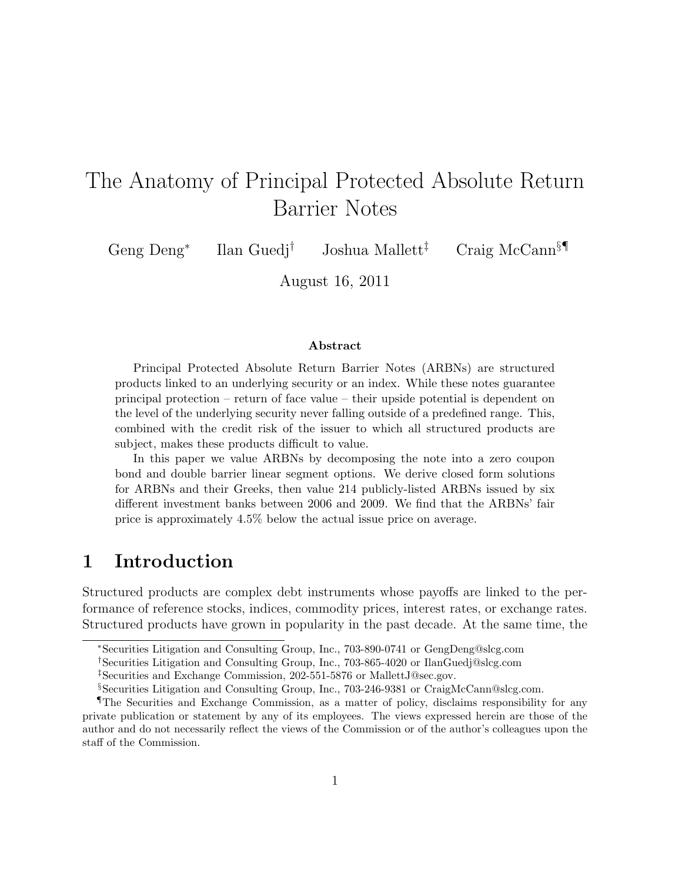# The Anatomy of Principal Protected Absolute Return Barrier Notes

Geng Deng[*] Ilan Guedj[†] Joshua Mallett[‡] Craig McCann[§¶]

August 16, 2011

### Abstract

Principal Protected Absolute Return Barrier Notes (ARBNs) are structured products linked to an underlying security or an index. While these notes guarantee principal protection – return of face value – their upside potential is dependent on the level of the underlying security never falling outside of a predefined range. This, combined with the credit risk of the issuer to which all structured products are subject, makes these products difficult to value.

In this paper we value ARBNs by decomposing the note into a zero coupon bond and double barrier linear segment options. We derive closed form solutions for ARBNs and their Greeks, then value 214 publicly-listed ARBNs issued by six different investment banks between 2006 and 2009. We find that the ARBNs' fair price is approximately 4.5% below the actual issue price on average.

## 1 Introduction

Structured products are complex debt instruments whose payoffs are linked to the performance of reference stocks, indices, commodity prices, interest rates, or exchange rates. Structured products have grown in popularity in the past decade. At the same time, the

---

[*] Securities Litigation and Consulting Group, Inc., 703-890-0741 or GengDeng@slcg.com

[†] Securities Litigation and Consulting Group, Inc., 703-865-4020 or IlanGuedj@slcg.com

[‡] Securities and Exchange Commission, 202-551-5876 or MallettJ@sec.gov.

[§] Securities Litigation and Consulting Group, Inc., 703-246-9381 or CraigMcCann@slcg.com.

[¶] The Securities and Exchange Commission, as a matter of policy, disclaims responsibility for any private publication or statement by any of its employees. The views expressed herein are those of the author and do not necessarily reflect the views of the Commission or of the author's colleagues upon the staff of the Commission.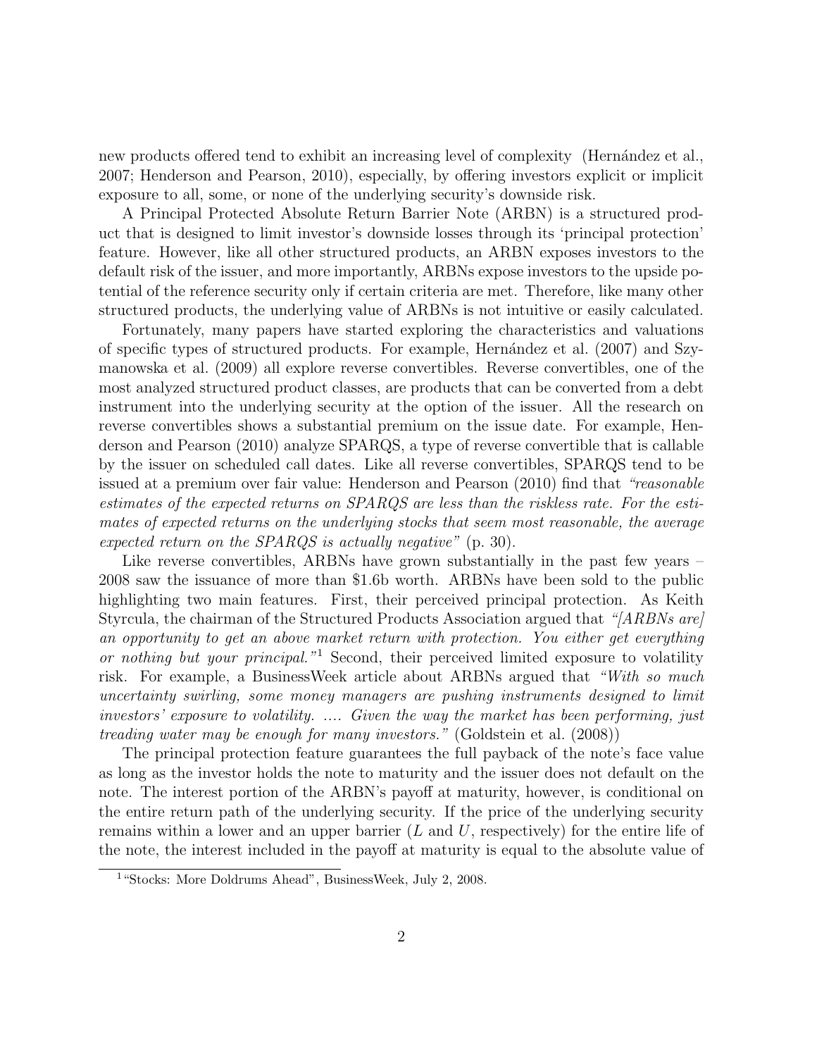new products offered tend to exhibit an increasing level of complexity (Hernández et al., 2007; Henderson and Pearson, 2010), especially, by offering investors explicit or implicit exposure to all, some, or none of the underlying security's downside risk.

A Principal Protected Absolute Return Barrier Note (ARBN) is a structured product that is designed to limit investor's downside losses through its 'principal protection' feature. However, like all other structured products, an ARBN exposes investors to the default risk of the issuer, and more importantly, ARBNs expose investors to the upside potential of the reference security only if certain criteria are met. Therefore, like many other structured products, the underlying value of ARBNs is not intuitive or easily calculated.

Fortunately, many papers have started exploring the characteristics and valuations of specific types of structured products. For example, Hernández et al. (2007) and Szymanowska et al. (2009) all explore reverse convertibles. Reverse convertibles, one of the most analyzed structured product classes, are products that can be converted from a debt instrument into the underlying security at the option of the issuer. All the research on reverse convertibles shows a substantial premium on the issue date. For example, Henderson and Pearson (2010) analyze SPARQS, a type of reverse convertible that is callable by the issuer on scheduled call dates. Like all reverse convertibles, SPARQS tend to be issued at a premium over fair value: Henderson and Pearson (2010) find that *"reasonable estimates of the expected returns on SPARQS are less than the riskless rate. For the estimates of expected returns on the underlying stocks that seem most reasonable, the average expected return on the SPARQS is actually negative"* (p. 30).

Like reverse convertibles, ARBNs have grown substantially in the past few years – 2008 saw the issuance of more than \$1.6b worth. ARBNs have been sold to the public highlighting two main features. First, their perceived principal protection. As Keith Styrcula, the chairman of the Structured Products Association argued that *"[ARBNs are] an opportunity to get an above market return with protection. You either get everything or nothing but your principal."*[1] Second, their perceived limited exposure to volatility risk. For example, a BusinessWeek article about ARBNs argued that *"With so much uncertainty swirling, some money managers are pushing instruments designed to limit investors' exposure to volatility. .... Given the way the market has been performing, just treading water may be enough for many investors."* (Goldstein et al. (2008))

The principal protection feature guarantees the full payback of the note's face value as long as the investor holds the note to maturity and the issuer does not default on the note. The interest portion of the ARBN's payoff at maturity, however, is conditional on the entire return path of the underlying security. If the price of the underlying security remains within a lower and an upper barrier ($L$ and $U$, respectively) for the entire life of the note, the interest included in the payoff at maturity is equal to the absolute value of

[1] "Stocks: More Doldrums Ahead", BusinessWeek, July 2, 2008.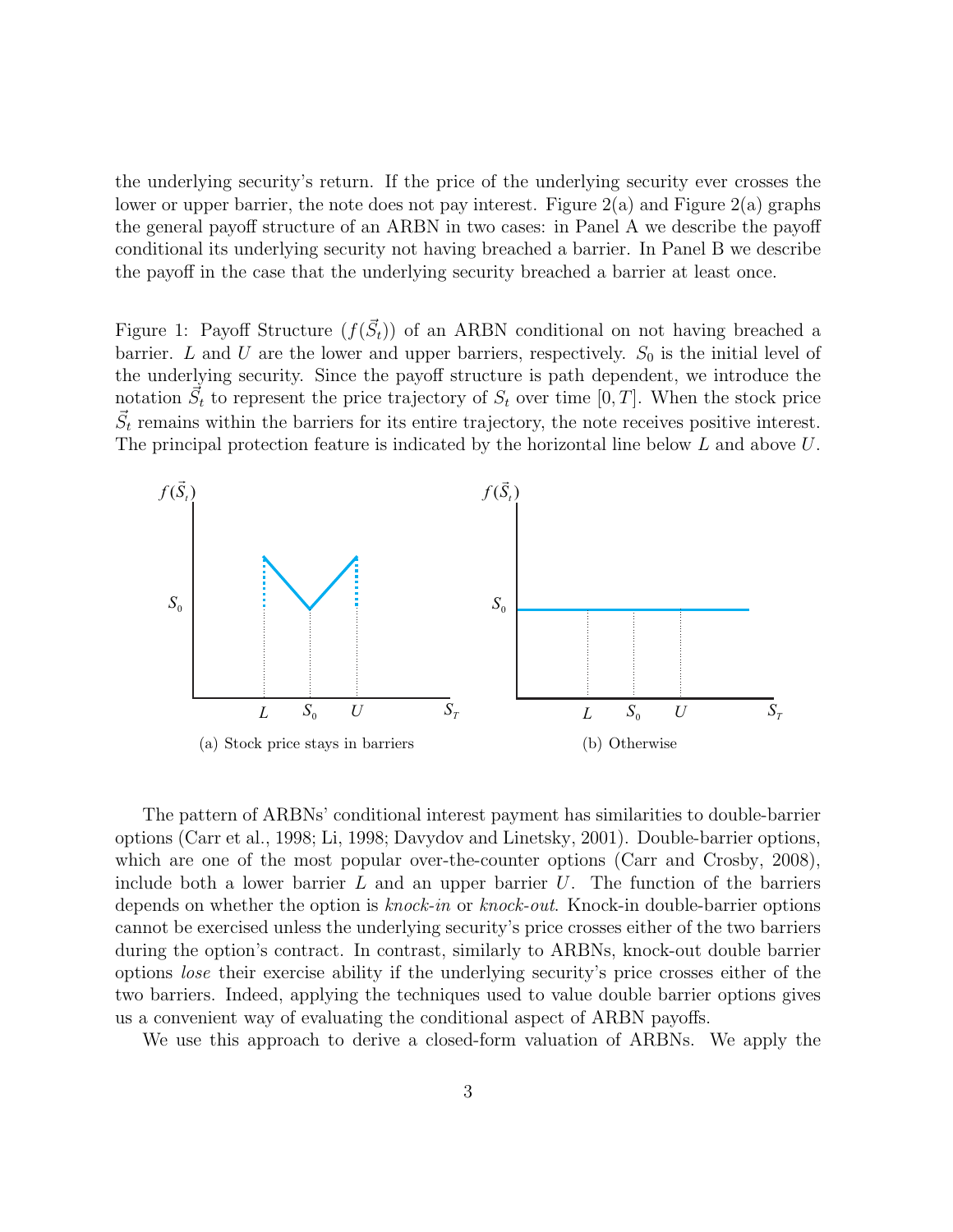the underlying security's return. If the price of the underlying security ever crosses the lower or upper barrier, the note does not pay interest. Figure 2(a) and Figure 2(a) graphs the general payoff structure of an ARBN in two cases: in Panel A we describe the payoff conditional its underlying security not having breached a barrier. In Panel B we describe the payoff in the case that the underlying security breached a barrier at least once.

Figure 1: Payoff Structure ($f(\vec{S_t})$) of an ARBN conditional on not having breached a barrier. $L$ and $U$ are the lower and upper barriers, respectively. $S_0$ is the initial level of the underlying security. Since the payoff structure is path dependent, we introduce the notation $\vec{S_t}$ to represent the price trajectory of $S_t$ over time $[0, T]$. When the stock price $\vec{S_t}$ remains within the barriers for its entire trajectory, the note receives positive interest. The principal protection feature is indicated by the horizontal line below $L$ and above $U$.

(a) Stock price stays in barriers

(b) Otherwise

The pattern of ARBNs' conditional interest payment has similarities to double-barrier options (Carr et al., 1998; Li, 1998; Davydov and Linetsky, 2001). Double-barrier options, which are one of the most popular over-the-counter options (Carr and Crosby, 2008), include both a lower barrier $L$ and an upper barrier $U$. The function of the barriers depends on whether the option is *knock-in* or *knock-out*. Knock-in double-barrier options cannot be exercised unless the underlying security's price crosses either of the two barriers during the option's contract. In contrast, similarly to ARBNs, knock-out double barrier options *lose* their exercise ability if the underlying security's price crosses either of the two barriers. Indeed, applying the techniques used to value double barrier options gives us a convenient way of evaluating the conditional aspect of ARBN payoffs.

We use this approach to derive a closed-form valuation of ARBNs. We apply the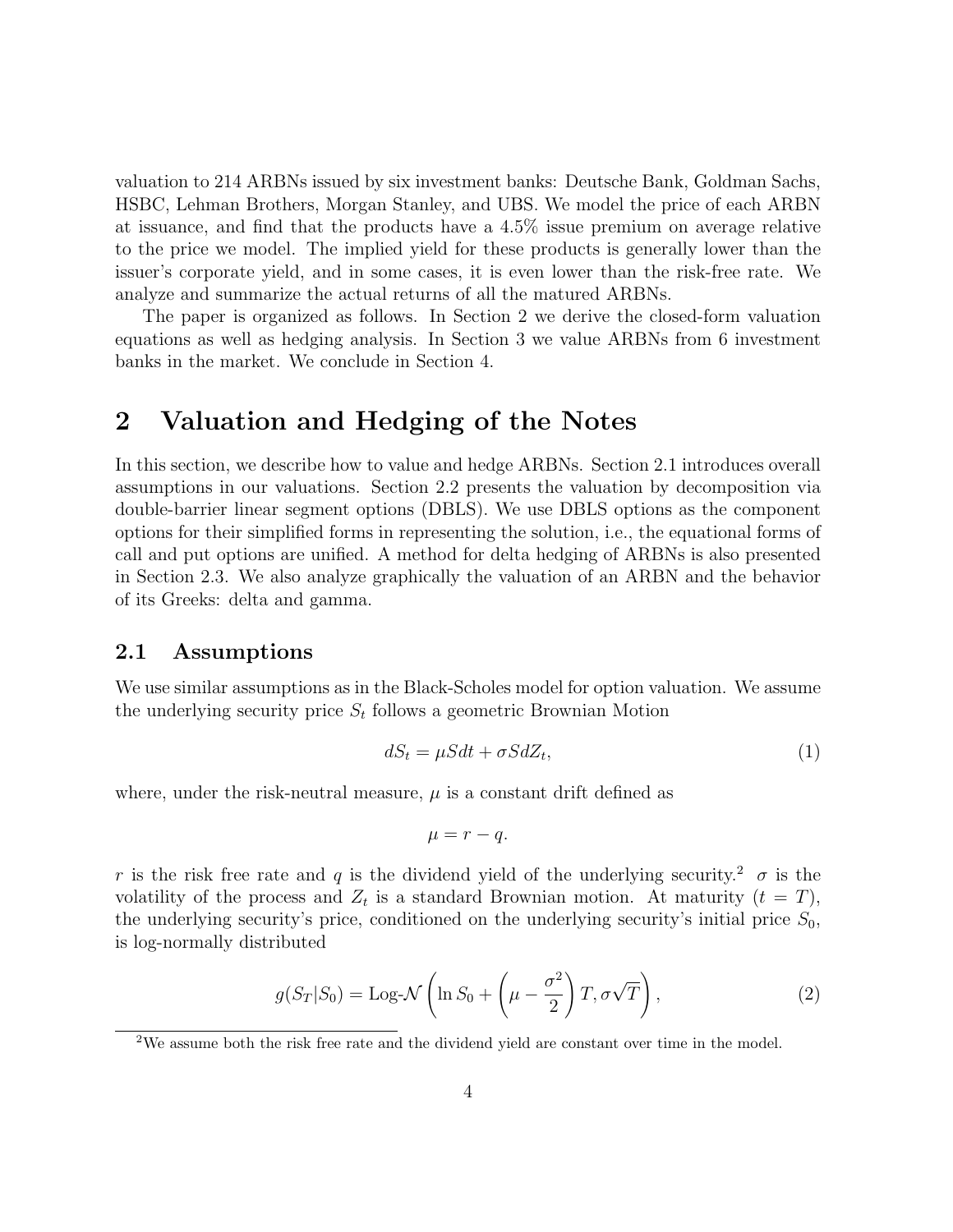valuation to 214 ARBNs issued by six investment banks: Deutsche Bank, Goldman Sachs, HSBC, Lehman Brothers, Morgan Stanley, and UBS. We model the price of each ARBN at issuance, and find that the products have a 4.5% issue premium on average relative to the price we model. The implied yield for these products is generally lower than the issuer's corporate yield, and in some cases, it is even lower than the risk-free rate. We analyze and summarize the actual returns of all the matured ARBNs.

The paper is organized as follows. In Section 2 we derive the closed-form valuation equations as well as hedging analysis. In Section 3 we value ARBNs from 6 investment banks in the market. We conclude in Section 4.

# 2 Valuation and Hedging of the Notes

In this section, we describe how to value and hedge ARBNs. Section 2.1 introduces overall assumptions in our valuations. Section 2.2 presents the valuation by decomposition via double-barrier linear segment options (DBLS). We use DBLS options as the component options for their simplified forms in representing the solution, i.e., the equational forms of call and put options are unified. A method for delta hedging of ARBNs is also presented in Section 2.3. We also analyze graphically the valuation of an ARBN and the behavior of its Greeks: delta and gamma.

## 2.1 Assumptions

We use similar assumptions as in the Black-Scholes model for option valuation. We assume the underlying security price $S_t$ follows a geometric Brownian Motion

$$dS_t = \mu S dt + \sigma S dZ_t, \tag{1}$$

where, under the risk-neutral measure, $\mu$ is a constant drift defined as

$$\mu = r - q.$$

$r$ is the risk free rate and $q$ is the dividend yield of the underlying security.[2] $\sigma$ is the volatility of the process and $Z_t$ is a standard Brownian motion. At maturity ($t = T$), the underlying security's price, conditioned on the underlying security's initial price $S_0$, is log-normally distributed

$$g(S_T|S_0) = \text{Log-}\mathcal{N}\left(\ln S_0 + \left(\mu - \frac{\sigma^2}{2}\right)T, \sigma\sqrt{T}\right), \tag{2}$$

[2] We assume both the risk free rate and the dividend yield are constant over time in the model.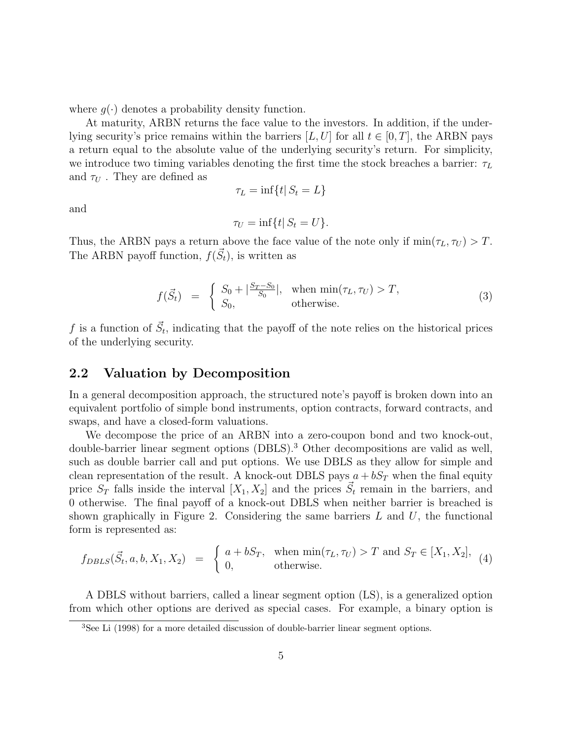where $g(\cdot)$ denotes a probability density function.

At maturity, ARBN returns the face value to the investors. In addition, if the underlying security's price remains within the barriers $[L, U]$ for all $t \in [0, T]$, the ARBN pays a return equal to the absolute value of the underlying security's return. For simplicity, we introduce two timing variables denoting the first time the stock breaches a barrier: $\tau_L$ and $\tau_U$ . They are defined as

$$\tau_L = \inf\{t | \, S_t = L\}$$

and

$$\tau_U = \inf\{t | \, S_t = U\}.$$

Thus, the ARBN pays a return above the face value of the note only if $\min(\tau_L, \tau_U) > T$. The ARBN payoff function, $f(\vec{S}_t)$, is written as

$$f(\vec{S}_t) \;=\; \begin{cases} S_0 + |\frac{S_T - S_0}{S_0}|, & \text{when } \min(\tau_L, \tau_U) > T, \\ S_0, & \text{otherwise.} \end{cases} \tag{3}$$

$f$ is a function of $\vec{S}_t$, indicating that the payoff of the note relies on the historical prices of the underlying security.

## 2.2 Valuation by Decomposition

In a general decomposition approach, the structured note's payoff is broken down into an equivalent portfolio of simple bond instruments, option contracts, forward contracts, and swaps, and have a closed-form valuations.

We decompose the price of an ARBN into a zero-coupon bond and two knock-out, double-barrier linear segment options (DBLS).[3] Other decompositions are valid as well, such as double barrier call and put options. We use DBLS as they allow for simple and clean representation of the result. A knock-out DBLS pays $a + bS_T$ when the final equity price $S_T$ falls inside the interval $[X_1, X_2]$ and the prices $\vec{S}_t$ remain in the barriers, and 0 otherwise. The final payoff of a knock-out DBLS when neither barrier is breached is shown graphically in Figure 2. Considering the same barriers $L$ and $U$, the functional form is represented as:

$$f_{DBLS}(\vec{S}_t, a, b, X_1, X_2) \;=\; \begin{cases} a + bS_T, & \text{when } \min(\tau_L, \tau_U) > T \text{ and } S_T \in [X_1, X_2], \\ 0, & \text{otherwise.} \end{cases} \tag{4}$$

A DBLS without barriers, called a linear segment option (LS), is a generalized option from which other options are derived as special cases. For example, a binary option is

[3] See Li (1998) for a more detailed discussion of double-barrier linear segment options.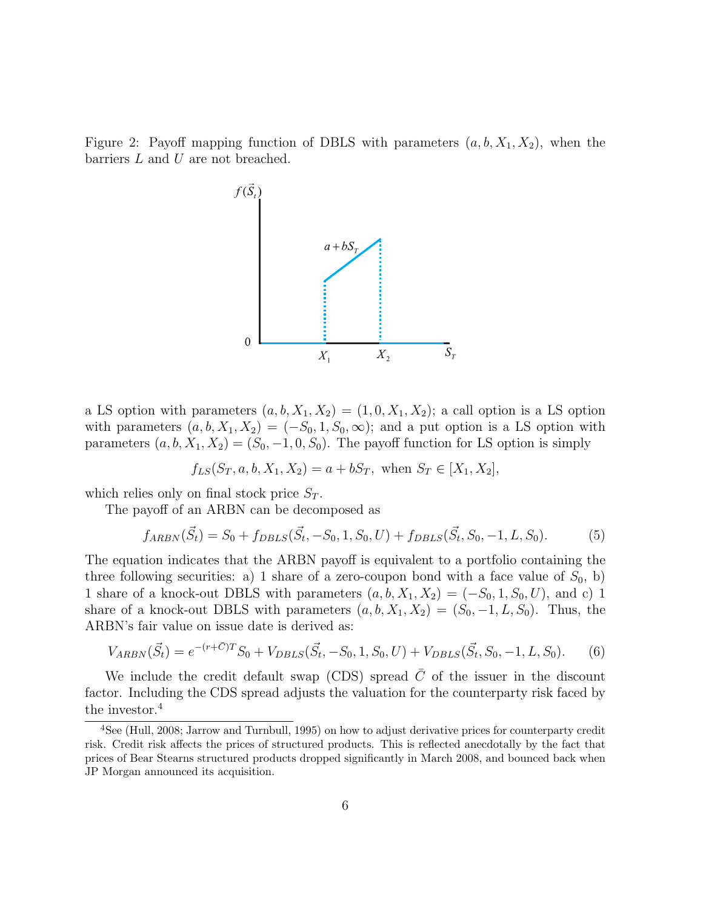Figure 2: Payoff mapping function of DBLS with parameters $(a, b, X_1, X_2)$, when the barriers $L$ and $U$ are not breached.

a LS option with parameters $(a, b, X_1, X_2) = (1, 0, X_1, X_2)$; a call option is a LS option with parameters $(a, b, X_1, X_2) = (-S_0, 1, S_0, \infty)$; and a put option is a LS option with parameters $(a, b, X_1, X_2) = (S_0, -1, 0, S_0)$. The payoff function for LS option is simply

$$f_{LS}(S_T, a, b, X_1, X_2) = a + bS_T, \text{ when } S_T \in [X_1, X_2],$$

which relies only on final stock price $S_T$.

The payoff of an ARBN can be decomposed as

$$f_{ARBN}(\vec{S}_t) = S_0 + f_{DBLS}(\vec{S}_t, -S_0, 1, S_0, U) + f_{DBLS}(\vec{S}_t, S_0, -1, L, S_0). \tag{5}$$

The equation indicates that the ARBN payoff is equivalent to a portfolio containing the three following securities: a) 1 share of a zero-coupon bond with a face value of $S_0$, b) 1 share of a knock-out DBLS with parameters $(a, b, X_1, X_2) = (-S_0, 1, S_0, U)$, and c) 1 share of a knock-out DBLS with parameters $(a, b, X_1, X_2) = (S_0, -1, L, S_0)$. Thus, the ARBN's fair value on issue date is derived as:

$$V_{ARBN}(\vec{S}_t) = e^{-(r+\bar{C})T} S_0 + V_{DBLS}(\vec{S}_t, -S_0, 1, S_0, U) + V_{DBLS}(\vec{S}_t, S_0, -1, L, S_0). \tag{6}$$

We include the credit default swap (CDS) spread $\bar{C}$ of the issuer in the discount factor. Including the CDS spread adjusts the valuation for the counterparty risk faced by the investor.[4]

[4] See (Hull, 2008; Jarrow and Turnbull, 1995) on how to adjust derivative prices for counterparty credit risk. Credit risk affects the prices of structured products. This is reflected anecdotally by the fact that prices of Bear Stearns structured products dropped significantly in March 2008, and bounced back when JP Morgan announced its acquisition.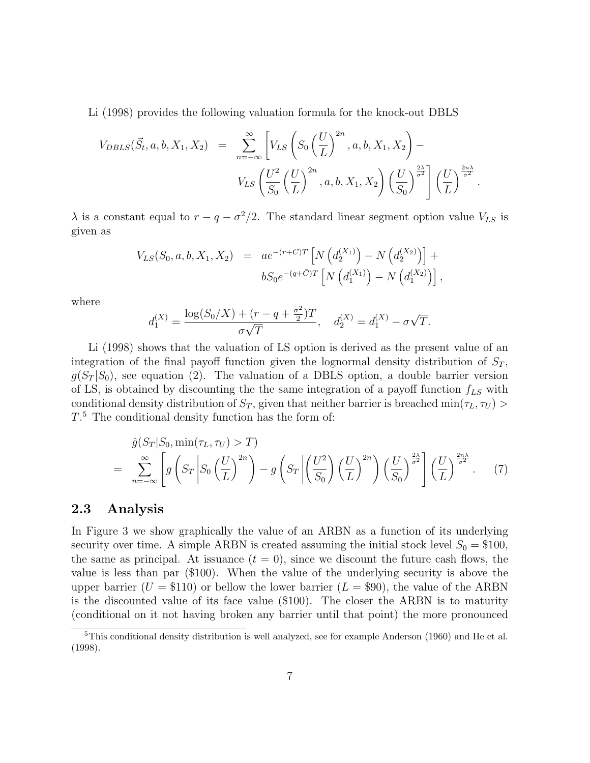Li (1998) provides the following valuation formula for the knock-out DBLS

$$
\begin{aligned}
V_{DBLS}(\vec{S}_t, a, b, X_1, X_2) &= \sum_{n=-\infty}^{\infty} \left[ V_{LS}\left( S_0 \left(\frac{U}{L}\right)^{2n}, a, b, X_1, X_2 \right) - \right. \\
&\left. V_{LS}\left( \frac{U^2}{S_0} \left(\frac{U}{L}\right)^{2n}, a, b, X_1, X_2 \right) \left(\frac{U}{S_0}\right)^{\frac{2\lambda}{\sigma^2}} \right] \left(\frac{U}{L}\right)^{\frac{2n\lambda}{\sigma^2}}.
\end{aligned}
$$

$\lambda$ is a constant equal to $r - q - \sigma^2/2$. The standard linear segment option value $V_{LS}$ is given as

$$
\begin{aligned}
V_{LS}(S_0, a, b, X_1, X_2) &= a e^{-(r+\bar{C})T} \left[ N\left(d_2^{(X_1)}\right) - N\left(d_2^{(X_2)}\right) \right] + \\
& b S_0 e^{-(q+\bar{C})T} \left[ N\left(d_1^{(X_1)}\right) - N\left(d_1^{(X_2)}\right) \right],
\end{aligned}
$$

where

$$
d_1^{(X)} = \frac{\log(S_0/X) + (r - q + \frac{\sigma^2}{2})T}{\sigma\sqrt{T}}, \quad d_2^{(X)} = d_1^{(X)} - \sigma\sqrt{T}.
$$

Li (1998) shows that the valuation of LS option is derived as the present value of an integration of the final payoff function given the lognormal density distribution of $S_T$, $g(S_T|S_0)$, see equation (2). The valuation of a DBLS option, a double barrier version of LS, is obtained by discounting the the same integration of a payoff function $f_{LS}$ with conditional density distribution of $S_T$, given that neither barrier is breached $\min(\tau_L, \tau_U) > T$.[5] The conditional density function has the form of:

$$
\begin{aligned}
&\hat{g}(S_T|S_0, \min(\tau_L, \tau_U) > T) \\
= &\sum_{n=-\infty}^{\infty} \left[ g\left( S_T \middle| S_0 \left(\frac{U}{L}\right)^{2n} \right) - g\left( S_T \middle| \left(\frac{U^2}{S_0}\right) \left(\frac{U}{L}\right)^{2n} \right) \left(\frac{U}{S_0}\right)^{\frac{2\lambda}{\sigma^2}} \right] \left(\frac{U}{L}\right)^{\frac{2n\lambda}{\sigma^2}}. \qquad (7)
\end{aligned}
$$

## 2.3 Analysis

In Figure 3 we show graphically the value of an ARBN as a function of its underlying security over time. A simple ARBN is created assuming the initial stock level $S_0 = \$100$, the same as principal. At issuance ($t = 0$), since we discount the future cash flows, the value is less than par (\$100). When the value of the underlying security is above the upper barrier ($U = \$110$) or bellow the lower barrier ($L = \$90$), the value of the ARBN is the discounted value of its face value (\$100). The closer the ARBN is to maturity (conditional on it not having broken any barrier until that point) the more pronounced

[5] This conditional density distribution is well analyzed, see for example Anderson (1960) and He et al. (1998).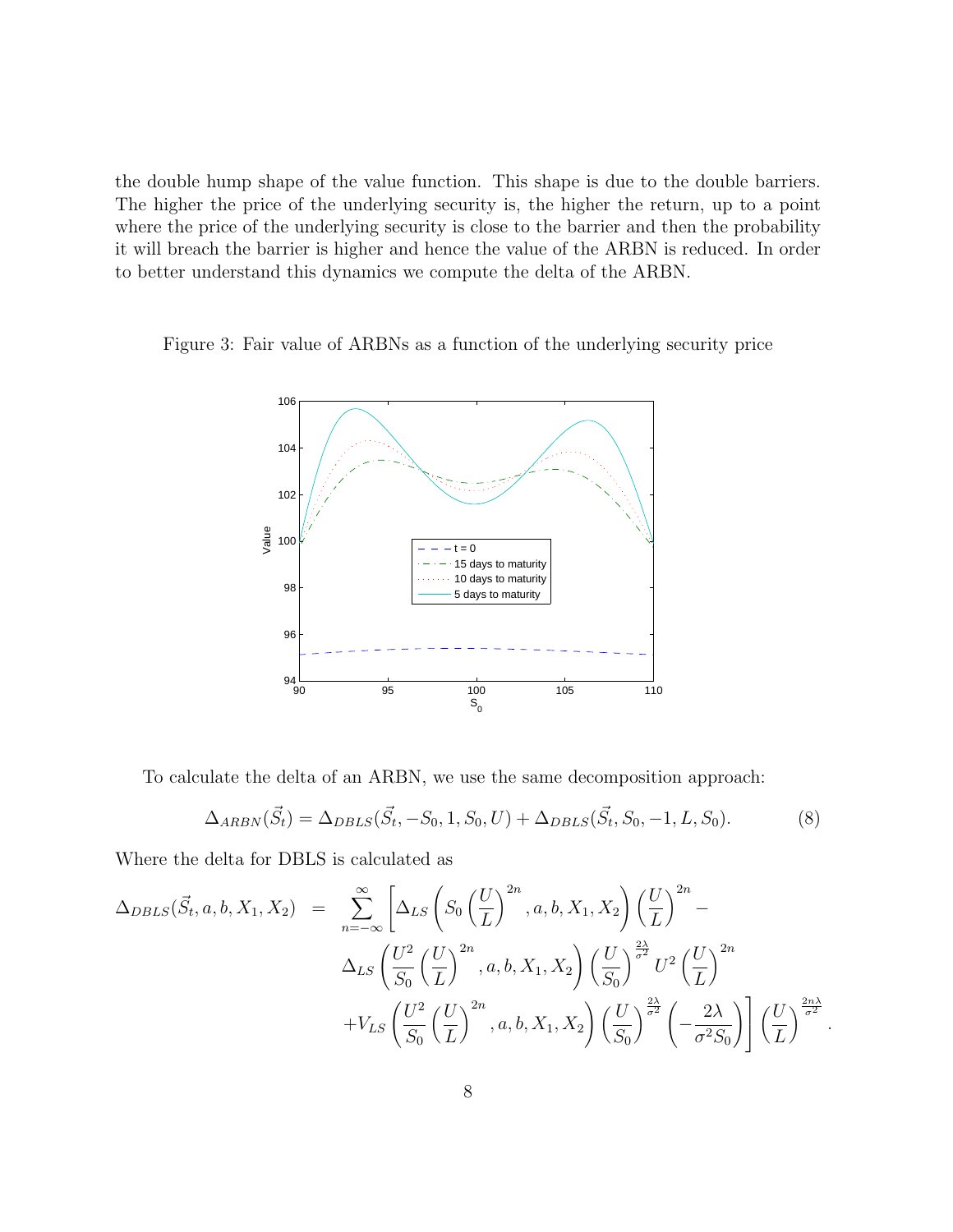the double hump shape of the value function. This shape is due to the double barriers. The higher the price of the underlying security is, the higher the return, up to a point where the price of the underlying security is close to the barrier and then the probability it will breach the barrier is higher and hence the value of the ARBN is reduced. In order to better understand this dynamics we compute the delta of the ARBN.

Figure 3: Fair value of ARBNs as a function of the underlying security price

To calculate the delta of an ARBN, we use the same decomposition approach:

$$\Delta_{ARBN}(\vec{S}_t) = \Delta_{DBLS}(\vec{S}_t, -S_0, 1, S_0, U) + \Delta_{DBLS}(\vec{S}_t, S_0, -1, L, S_0). \tag{8}$$

Where the delta for DBLS is calculated as

$$\begin{aligned}
\Delta_{DBLS}(\vec{S}_t, a, b, X_1, X_2) \;=\; & \sum_{n=-\infty}^{\infty} \left[ \Delta_{LS}\left( S_0 \left(\frac{U}{L}\right)^{2n}, a, b, X_1, X_2 \right) \left(\frac{U}{L}\right)^{2n} - \right. \\
& \Delta_{LS}\left( \frac{U^2}{S_0} \left(\frac{U}{L}\right)^{2n}, a, b, X_1, X_2 \right) \left(\frac{U}{S_0}\right)^{\frac{2\lambda}{\sigma^2}} U^2 \left(\frac{U}{L}\right)^{2n} \\
& \left. + V_{LS}\left( \frac{U^2}{S_0} \left(\frac{U}{L}\right)^{2n}, a, b, X_1, X_2 \right) \left(\frac{U}{S_0}\right)^{\frac{2\lambda}{\sigma^2}} \left( -\frac{2\lambda}{\sigma^2 S_0} \right) \right] \left(\frac{U}{L}\right)^{\frac{2n\lambda}{\sigma^2}}.
\end{aligned}$$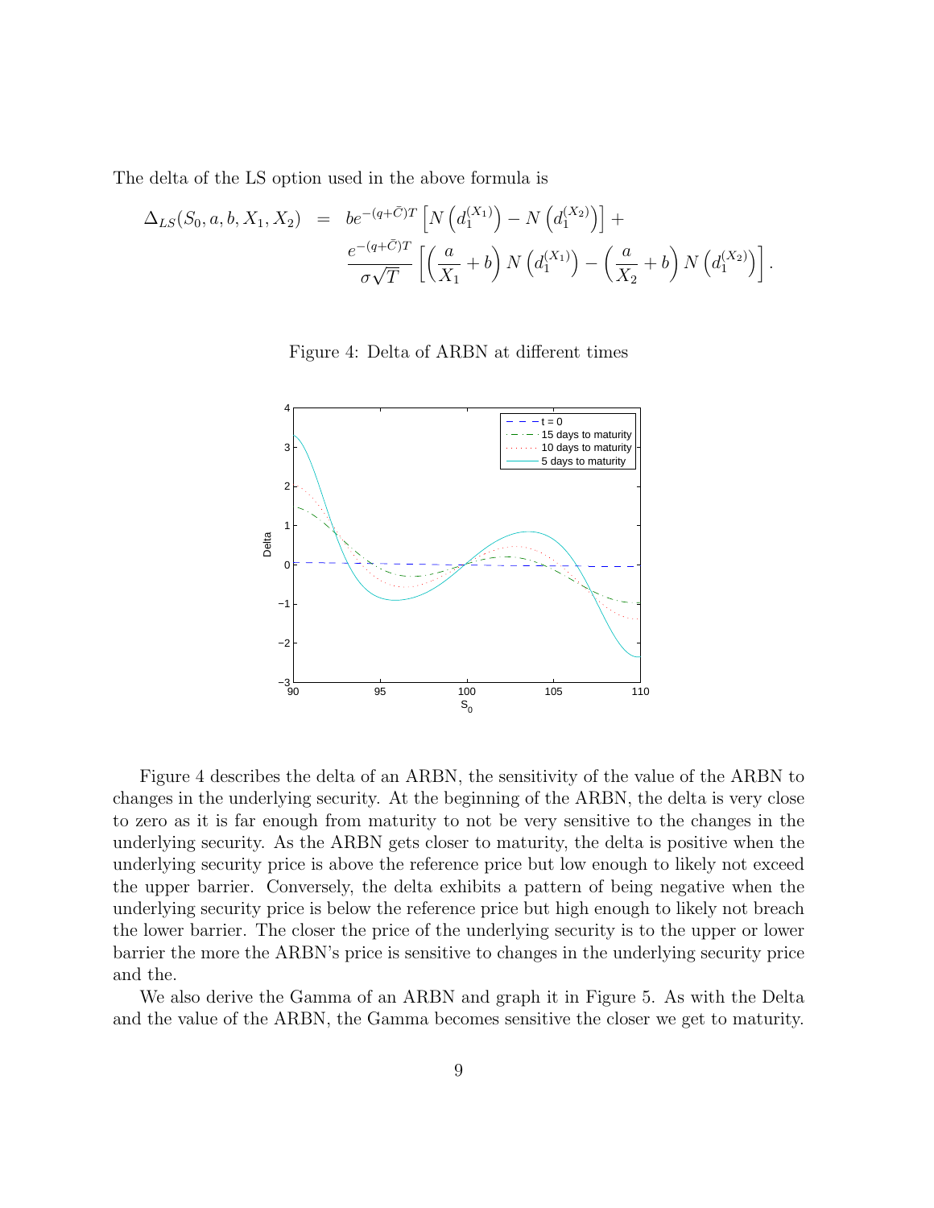The delta of the LS option used in the above formula is

$$
\begin{aligned}
\Delta_{LS}(S_0, a, b, X_1, X_2) \;=\; & b e^{-(q+\bar{C})T} \left[ N\left(d_1^{(X_1)}\right) - N\left(d_1^{(X_2)}\right) \right] + \\
& \frac{e^{-(q+\bar{C})T}}{\sigma\sqrt{T}} \left[ \left(\frac{a}{X_1} + b\right) N\left(d_1^{(X_1)}\right) - \left(\frac{a}{X_2} + b\right) N\left(d_1^{(X_2)}\right) \right].
\end{aligned}
$$

Figure 4: Delta of ARBN at different times

Figure 4 describes the delta of an ARBN, the sensitivity of the value of the ARBN to changes in the underlying security. At the beginning of the ARBN, the delta is very close to zero as it is far enough from maturity to not be very sensitive to the changes in the underlying security. As the ARBN gets closer to maturity, the delta is positive when the underlying security price is above the reference price but low enough to likely not exceed the upper barrier. Conversely, the delta exhibits a pattern of being negative when the underlying security price is below the reference price but high enough to likely not breach the lower barrier. The closer the price of the underlying security is to the upper or lower barrier the more the ARBN's price is sensitive to changes in the underlying security price and the.

We also derive the Gamma of an ARBN and graph it in Figure 5. As with the Delta and the value of the ARBN, the Gamma becomes sensitive the closer we get to maturity.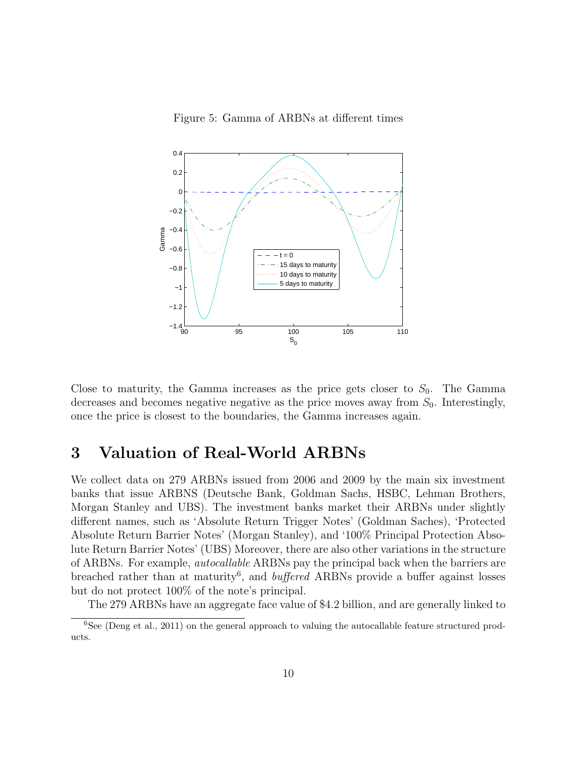Figure 5: Gamma of ARBNs at different times

Close to maturity, the Gamma increases as the price gets closer to $S_0$. The Gamma decreases and becomes negative negative as the price moves away from $S_0$. Interestingly, once the price is closest to the boundaries, the Gamma increases again.

## 3 Valuation of Real-World ARBNs

We collect data on 279 ARBNs issued from 2006 and 2009 by the main six investment banks that issue ARBNS (Deutsche Bank, Goldman Sachs, HSBC, Lehman Brothers, Morgan Stanley and UBS). The investment banks market their ARBNs under slightly different names, such as 'Absolute Return Trigger Notes' (Goldman Saches), 'Protected Absolute Return Barrier Notes' (Morgan Stanley), and '100% Principal Protection Absolute Return Barrier Notes' (UBS) Moreover, there are also other variations in the structure of ARBNs. For example, *autocallable* ARBNs pay the principal back when the barriers are breached rather than at maturity[6], and *buffered* ARBNs provide a buffer against losses but do not protect 100% of the note's principal.

The 279 ARBNs have an aggregate face value of $4.2 billion, and are generally linked to

[6] See (Deng et al., 2011) on the general approach to valuing the autocallable feature structured products.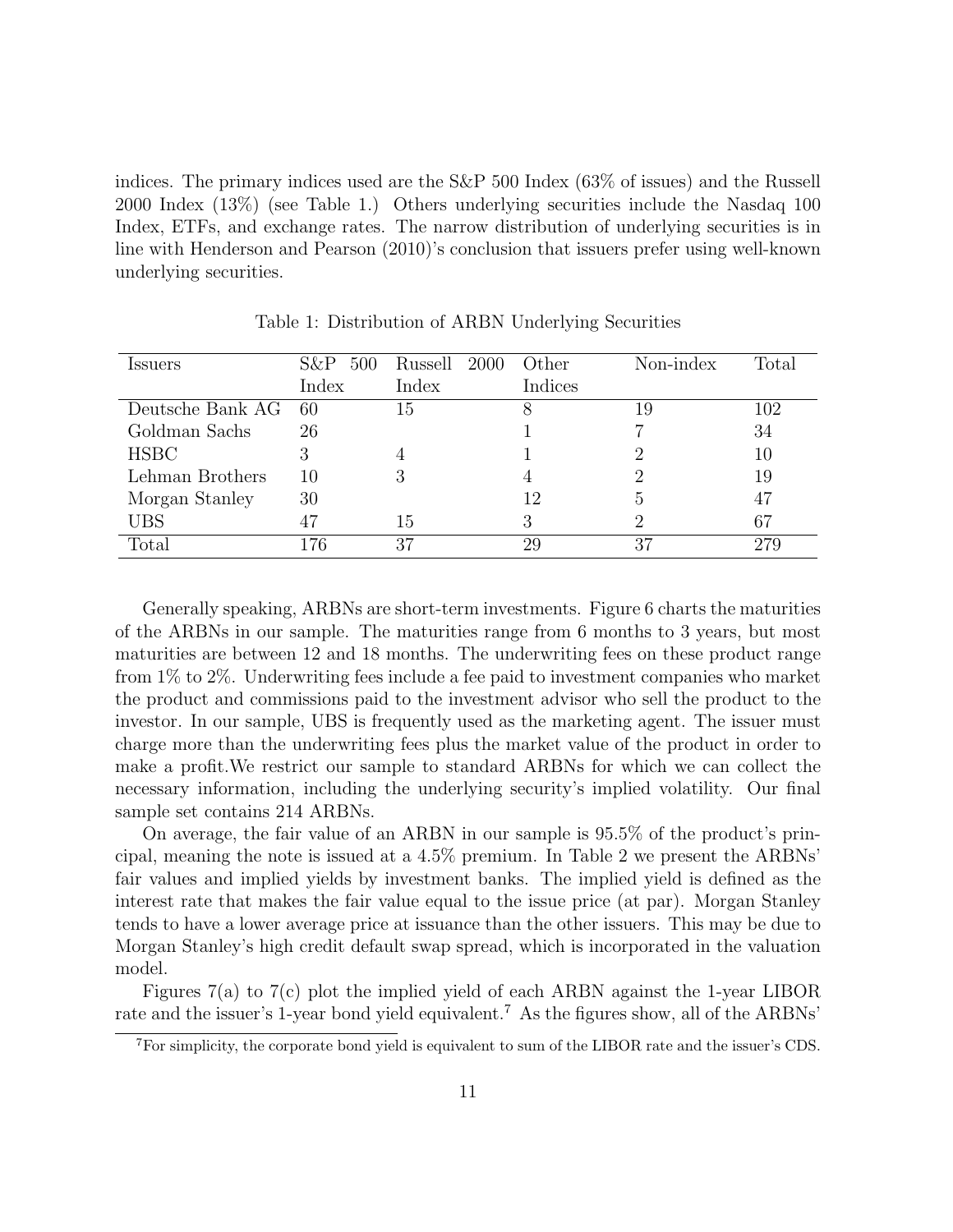indices. The primary indices used are the S&P 500 Index (63% of issues) and the Russell 2000 Index (13%) (see Table 1.) Others underlying securities include the Nasdaq 100 Index, ETFs, and exchange rates. The narrow distribution of underlying securities is in line with Henderson and Pearson (2010)'s conclusion that issuers prefer using well-known underlying securities.

Table 1: Distribution of ARBN Underlying Securities

| Issuers | S&P 500 Index | Russell 2000 Index | Other Indices | Non-index | Total |
|---|---|---|---|---|---|
| Deutsche Bank AG | 60 | 15 | 8 | 19 | 102 |
| Goldman Sachs | 26 | | 1 | 7 | 34 |
| HSBC | 3 | 4 | 1 | 2 | 10 |
| Lehman Brothers | 10 | 3 | 4 | 2 | 19 |
| Morgan Stanley | 30 | | 12 | 5 | 47 |
| UBS | 47 | 15 | 3 | 2 | 67 |
| Total | 176 | 37 | 29 | 37 | 279 |

Generally speaking, ARBNs are short-term investments. Figure 6 charts the maturities of the ARBNs in our sample. The maturities range from 6 months to 3 years, but most maturities are between 12 and 18 months. The underwriting fees on these product range from 1% to 2%. Underwriting fees include a fee paid to investment companies who market the product and commissions paid to the investment advisor who sell the product to the investor. In our sample, UBS is frequently used as the marketing agent. The issuer must charge more than the underwriting fees plus the market value of the product in order to make a profit.We restrict our sample to standard ARBNs for which we can collect the necessary information, including the underlying security's implied volatility. Our final sample set contains 214 ARBNs.

On average, the fair value of an ARBN in our sample is 95.5% of the product's principal, meaning the note is issued at a 4.5% premium. In Table 2 we present the ARBNs' fair values and implied yields by investment banks. The implied yield is defined as the interest rate that makes the fair value equal to the issue price (at par). Morgan Stanley tends to have a lower average price at issuance than the other issuers. This may be due to Morgan Stanley's high credit default swap spread, which is incorporated in the valuation model.

Figures 7(a) to 7(c) plot the implied yield of each ARBN against the 1-year LIBOR rate and the issuer's 1-year bond yield equivalent.[7] As the figures show, all of the ARBNs'

[7] For simplicity, the corporate bond yield is equivalent to sum of the LIBOR rate and the issuer's CDS.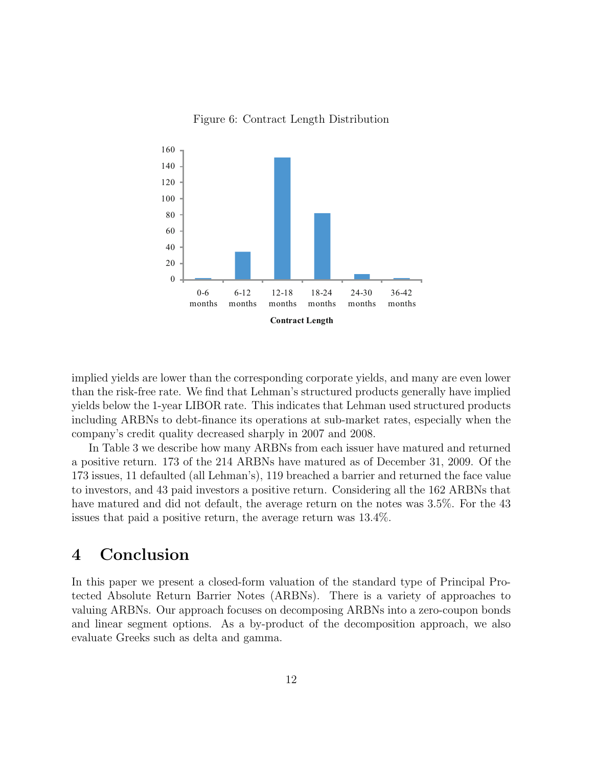Figure 6: Contract Length Distribution

implied yields are lower than the corresponding corporate yields, and many are even lower than the risk-free rate. We find that Lehman's structured products generally have implied yields below the 1-year LIBOR rate. This indicates that Lehman used structured products including ARBNs to debt-finance its operations at sub-market rates, especially when the company's credit quality decreased sharply in 2007 and 2008.

In Table 3 we describe how many ARBNs from each issuer have matured and returned a positive return. 173 of the 214 ARBNs have matured as of December 31, 2009. Of the 173 issues, 11 defaulted (all Lehman's), 119 breached a barrier and returned the face value to investors, and 43 paid investors a positive return. Considering all the 162 ARBNs that have matured and did not default, the average return on the notes was 3.5%. For the 43 issues that paid a positive return, the average return was 13.4%.

# 4 Conclusion

In this paper we present a closed-form valuation of the standard type of Principal Protected Absolute Return Barrier Notes (ARBNs). There is a variety of approaches to valuing ARBNs. Our approach focuses on decomposing ARBNs into a zero-coupon bonds and linear segment options. As a by-product of the decomposition approach, we also evaluate Greeks such as delta and gamma.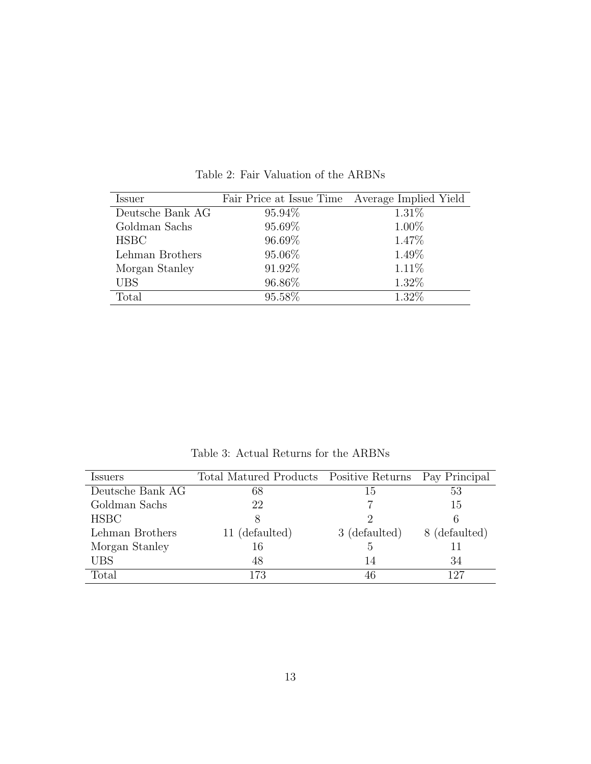Table 2: Fair Valuation of the ARBNs

| Issuer | Fair Price at Issue Time | Average Implied Yield |
|---|---|---|
| Deutsche Bank AG | 95.94% | 1.31% |
| Goldman Sachs | 95.69% | 1.00% |
| HSBC | 96.69% | 1.47% |
| Lehman Brothers | 95.06% | 1.49% |
| Morgan Stanley | 91.92% | 1.11% |
| UBS | 96.86% | 1.32% |
| Total | 95.58% | 1.32% |

Table 3: Actual Returns for the ARBNs

| Issuers | Total Matured Products | Positive Returns | Pay Principal |
|---|---|---|---|
| Deutsche Bank AG | 68 | 15 | 53 |
| Goldman Sachs | 22 | 7 | 15 |
| HSBC | 8 | 2 | 6 |
| Lehman Brothers | 11 (defaulted) | 3 (defaulted) | 8 (defaulted) |
| Morgan Stanley | 16 | 5 | 11 |
| UBS | 48 | 14 | 34 |
| Total | 173 | 46 | 127 |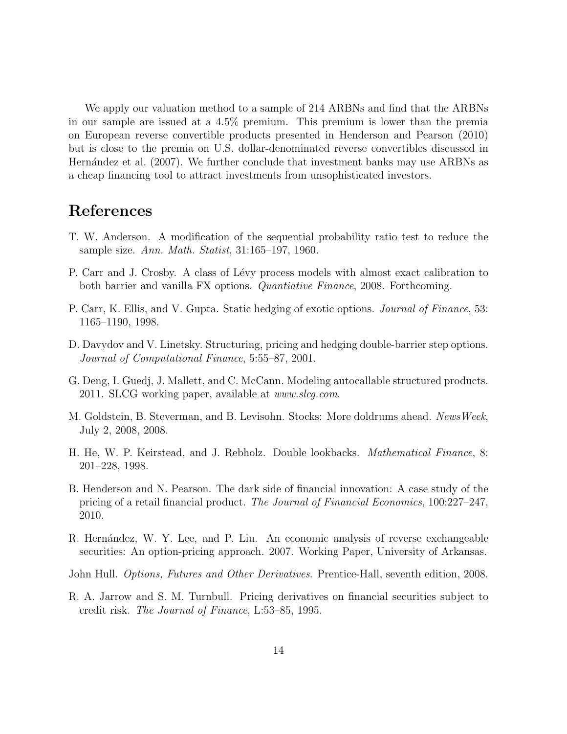We apply our valuation method to a sample of 214 ARBNs and find that the ARBNs in our sample are issued at a 4.5% premium. This premium is lower than the premia on European reverse convertible products presented in Henderson and Pearson (2010) but is close to the premia on U.S. dollar-denominated reverse convertibles discussed in Hernández et al. (2007). We further conclude that investment banks may use ARBNs as a cheap financing tool to attract investments from unsophisticated investors.

# References

T. W. Anderson. A modification of the sequential probability ratio test to reduce the sample size. *Ann. Math. Statist*, 31:165–197, 1960.

P. Carr and J. Crosby. A class of Lévy process models with almost exact calibration to both barrier and vanilla FX options. *Quantiative Finance*, 2008. Forthcoming.

P. Carr, K. Ellis, and V. Gupta. Static hedging of exotic options. *Journal of Finance*, 53: 1165–1190, 1998.

D. Davydov and V. Linetsky. Structuring, pricing and hedging double-barrier step options. *Journal of Computational Finance*, 5:55–87, 2001.

G. Deng, I. Guedj, J. Mallett, and C. McCann. Modeling autocallable structured products. 2011. SLCG working paper, available at *www.slcg.com*.

M. Goldstein, B. Steverman, and B. Levisohn. Stocks: More doldrums ahead. *NewsWeek*, July 2, 2008, 2008.

H. He, W. P. Keirstead, and J. Rebholz. Double lookbacks. *Mathematical Finance*, 8: 201–228, 1998.

B. Henderson and N. Pearson. The dark side of financial innovation: A case study of the pricing of a retail financial product. *The Journal of Financial Economics*, 100:227–247, 2010.

R. Hernández, W. Y. Lee, and P. Liu. An economic analysis of reverse exchangeable securities: An option-pricing approach. 2007. Working Paper, University of Arkansas.

John Hull. *Options, Futures and Other Derivatives*. Prentice-Hall, seventh edition, 2008.

R. A. Jarrow and S. M. Turnbull. Pricing derivatives on financial securities subject to credit risk. *The Journal of Finance*, L:53–85, 1995.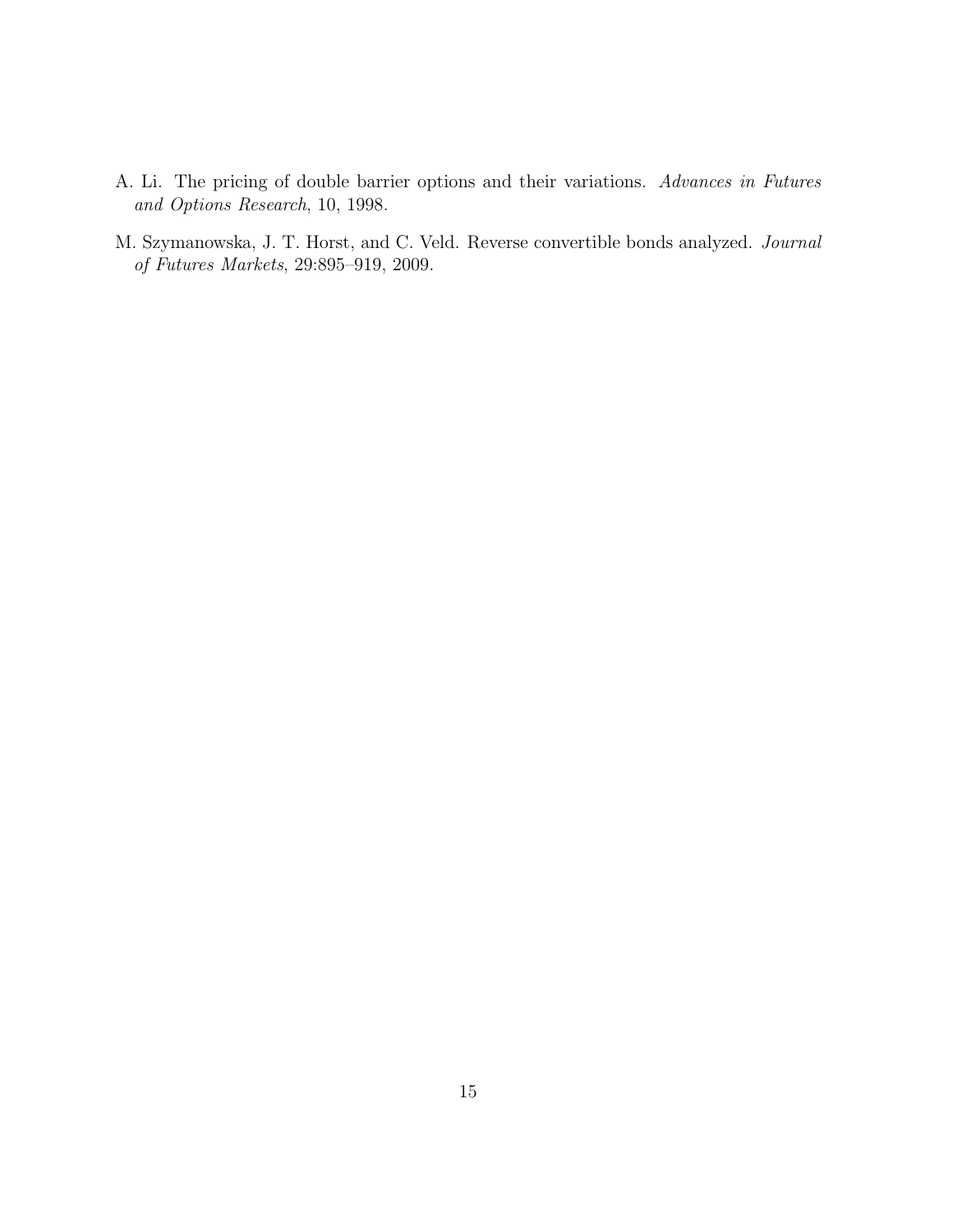A. Li. The pricing of double barrier options and their variations. *Advances in Futures and Options Research*, 10, 1998.

M. Szymanowska, J. T. Horst, and C. Veld. Reverse convertible bonds analyzed. *Journal of Futures Markets*, 29:895–919, 2009.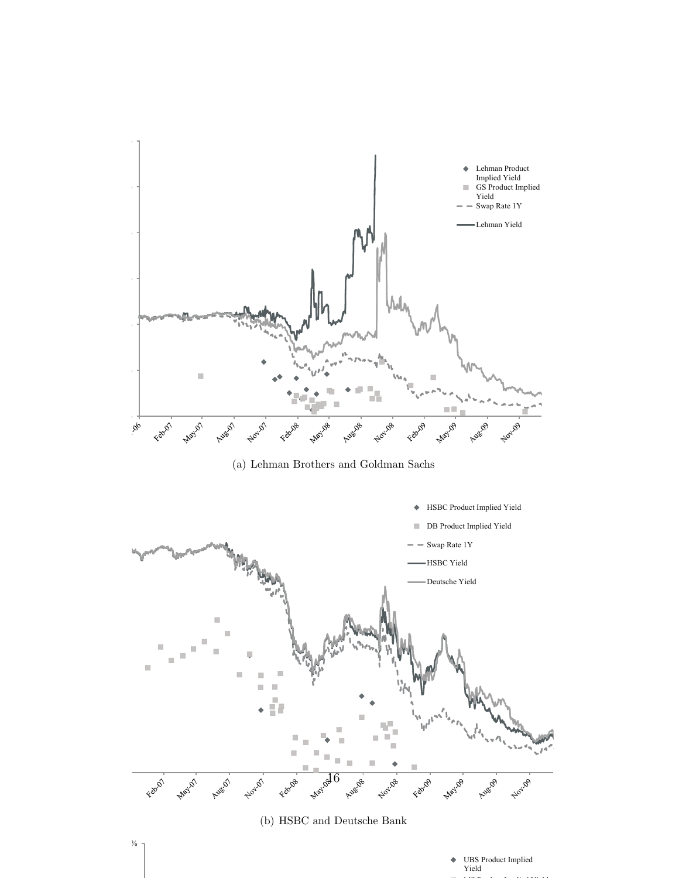Lehman Product Implied Yield
GS Product Implied Yield
Swap Rate 1Y
Lehman Yield

-06
Feb-07
May-07
Aug-07
Nov-07
Feb-08
May-08
Aug-08
Nov-08
Feb-09
May-09
Aug-09
Nov-09

(a) Lehman Brothers and Goldman Sachs

HSBC Product Implied Yield
DB Product Implied Yield
Swap Rate 1Y
HSBC Yield
Deutsche Yield

Feb-07
May-07
Aug-07
Nov-07
Feb-08
May-08
Aug-08
Nov-08
Feb-09
May-09
Aug-09
Nov-09

(b) HSBC and Deutsche Bank

%

UBS Product Implied Yield